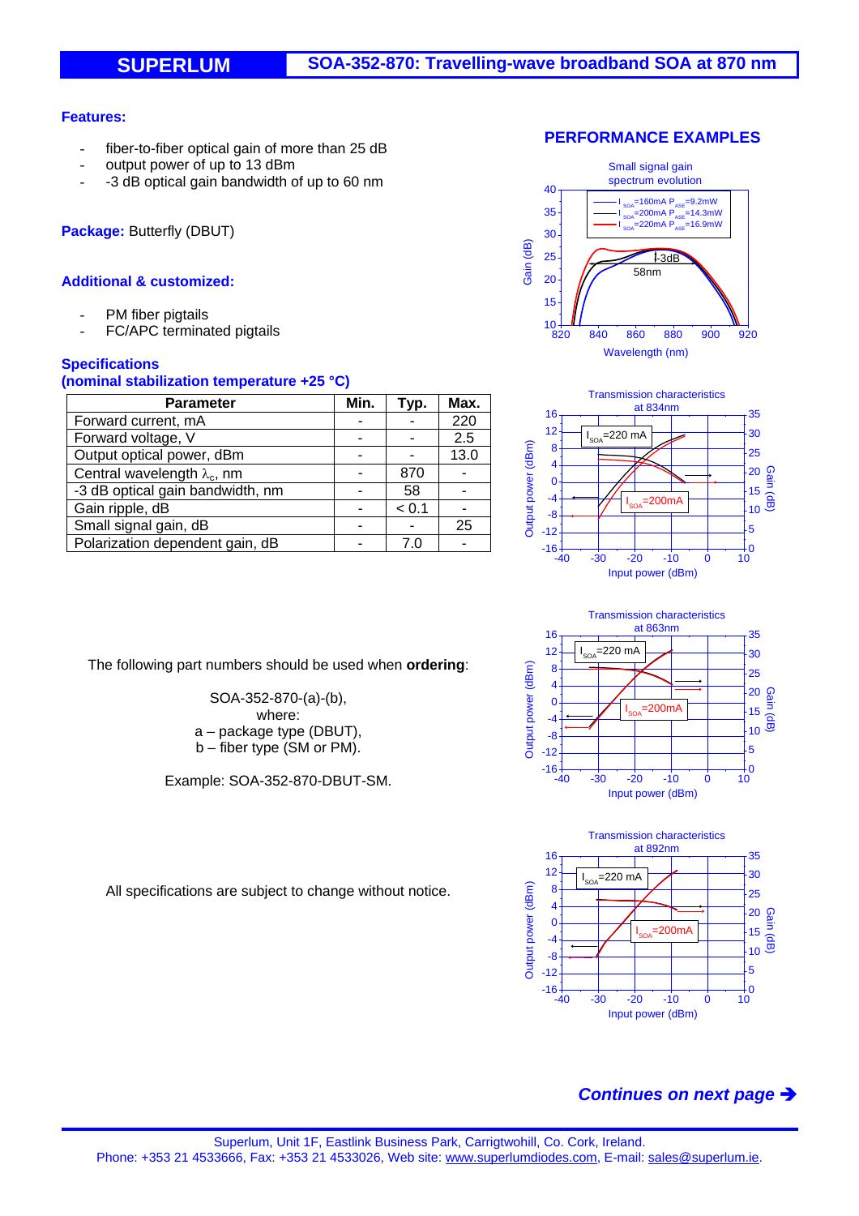# SUPERLUM — SOA-352-870: Travelling-wave broadband SOA at 870 nm

**Features:**

- fiber-to-fiber optical gain of more than 25 dB
- output power of up to 13 dBm
- -3 dB optical gain bandwidth of up to 60 nm

**Package:** Butterfly (DBUT)

**Additional & customized:**

- PM fiber pigtails
- FC/APC terminated pigtails

**Specifications**
**(nominal stabilization temperature +25 °C)**

| Parameter | Min. | Typ. | Max. |
|---|---|---|---|
| Forward current, mA | - | - | 220 |
| Forward voltage, V | - | - | 2.5 |
| Output optical power, dBm | - | - | 13.0 |
| Central wavelength $\lambda_c$, nm | - | 870 | - |
| -3 dB optical gain bandwidth, nm | - | 58 | - |
| Gain ripple, dB | - | < 0.1 | - |
| Small signal gain, dB | - | - | 25 |
| Polarization dependent gain, dB | - | 7.0 | - |

The following part numbers should be used when **ordering**:

SOA-352-870-(a)-(b),
where:
a – package type (DBUT),
b – fiber type (SM or PM).

Example: SOA-352-870-DBUT-SM.

All specifications are subject to change without notice.

## PERFORMANCE EXAMPLES

Small signal gain spectrum evolution

Transmission characteristics at 834nm

Transmission characteristics at 863nm

Transmission characteristics at 892nm

***Continues on next page →***

Superlum, Unit 1F, Eastlink Business Park, Carrigtwohill, Co. Cork, Ireland.
Phone: +353 21 4533666, Fax: +353 21 4533026, Web site: www.superlumdiodes.com, E-mail: sales@superlum.ie.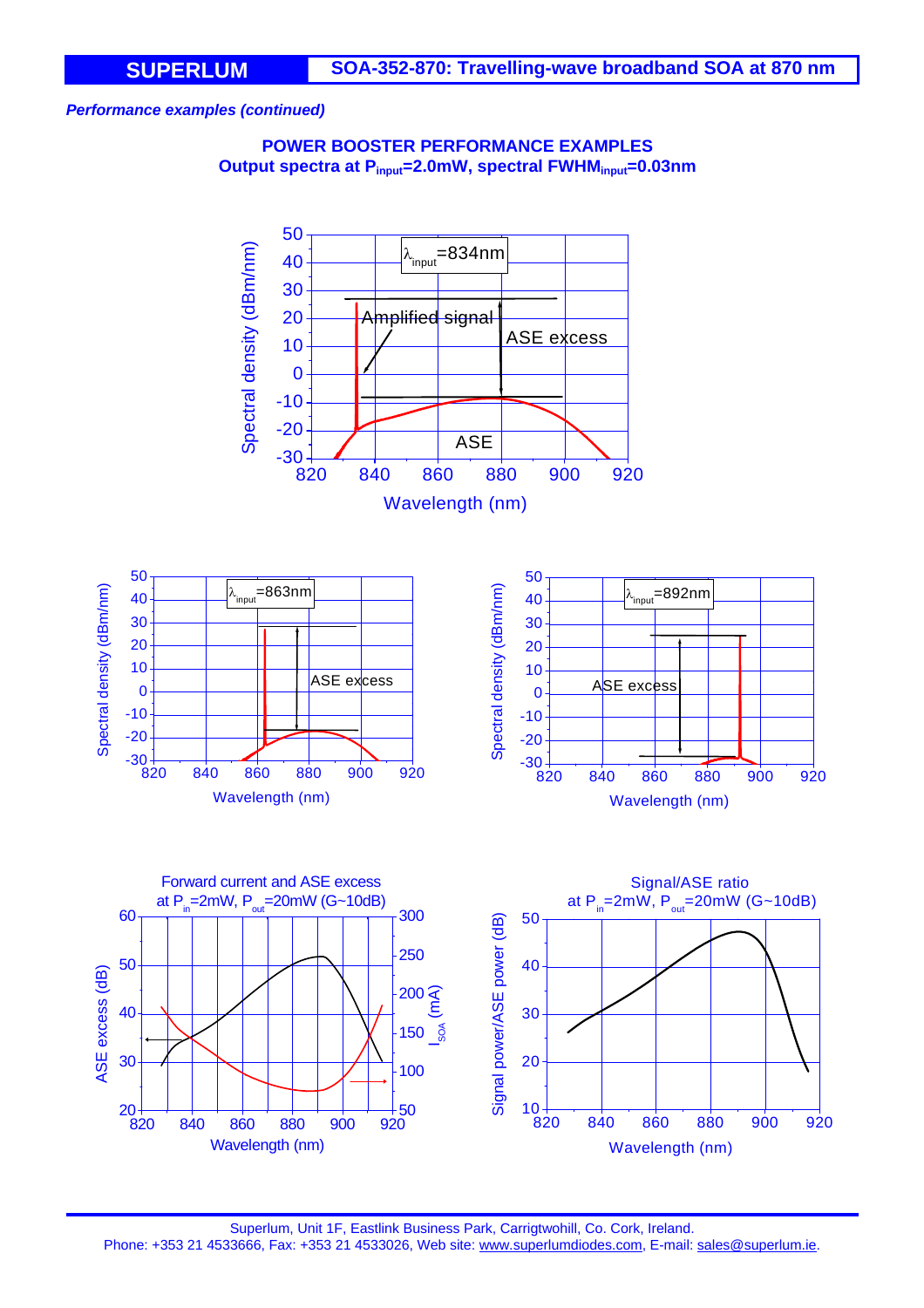*Performance examples (continued)*

**POWER BOOSTER PERFORMANCE EXAMPLES**
**Output spectra at $P_{input}$=2.0mW, spectral $FWHM_{input}$=0.03nm**

$\lambda_{input}$=834nm
Amplified signal
ASE excess
ASE
Spectral density (dBm/nm)
50
40
30
20
10
0
-10
-20
-30
820
840
860
880
900
920
Wavelength (nm)

$\lambda_{input}$=863nm
ASE excess
Spectral density (dBm/nm)
50
40
30
20
10
0
-10
-20
-30
820
840
860
880
900
920
Wavelength (nm)

$\lambda_{input}$=892nm
ASE excess
Spectral density (dBm/nm)
50
40
30
20
10
0
-10
-20
-30
820
840
860
880
900
920
Wavelength (nm)

Forward current and ASE excess
at $P_{in}$=2mW, $P_{out}$=20mW (G~10dB)
ASE excess (dB)
60
50
40
30
20
$I_{SOA}$ (mA)
300
250
200
150
100
50
820
840
860
880
900
920
Wavelength (nm)

Signal/ASE ratio
at $P_{in}$=2mW, $P_{out}$=20mW (G~10dB)
Signal power/ASE power (dB)
50
40
30
20
10
820
840
860
880
900
920
Wavelength (nm)

Superlum, Unit 1F, Eastlink Business Park, Carrigtwohill, Co. Cork, Ireland.
Phone: +353 21 4533666, Fax: +353 21 4533026, Web site: www.superlumdiodes.com, E-mail: sales@superlum.ie.